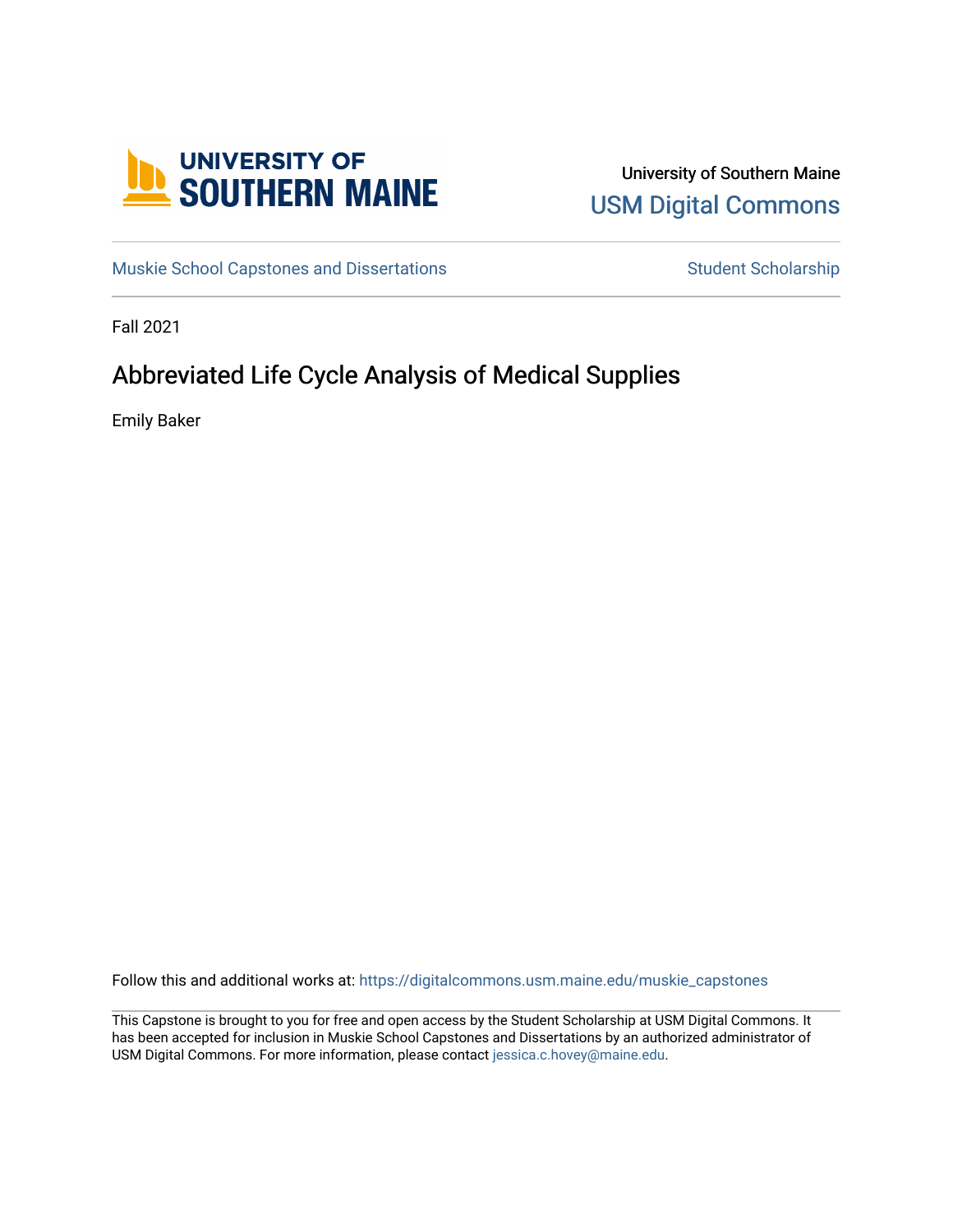University of Southern Maine

USM Digital Commons

Muskie School Capstones and Dissertations

Student Scholarship

Fall 2021

# Abbreviated Life Cycle Analysis of Medical Supplies

Emily Baker

Follow this and additional works at: https://digitalcommons.usm.maine.edu/muskie_capstones

This Capstone is brought to you for free and open access by the Student Scholarship at USM Digital Commons. It has been accepted for inclusion in Muskie School Capstones and Dissertations by an authorized administrator of USM Digital Commons. For more information, please contact jessica.c.hovey@maine.edu.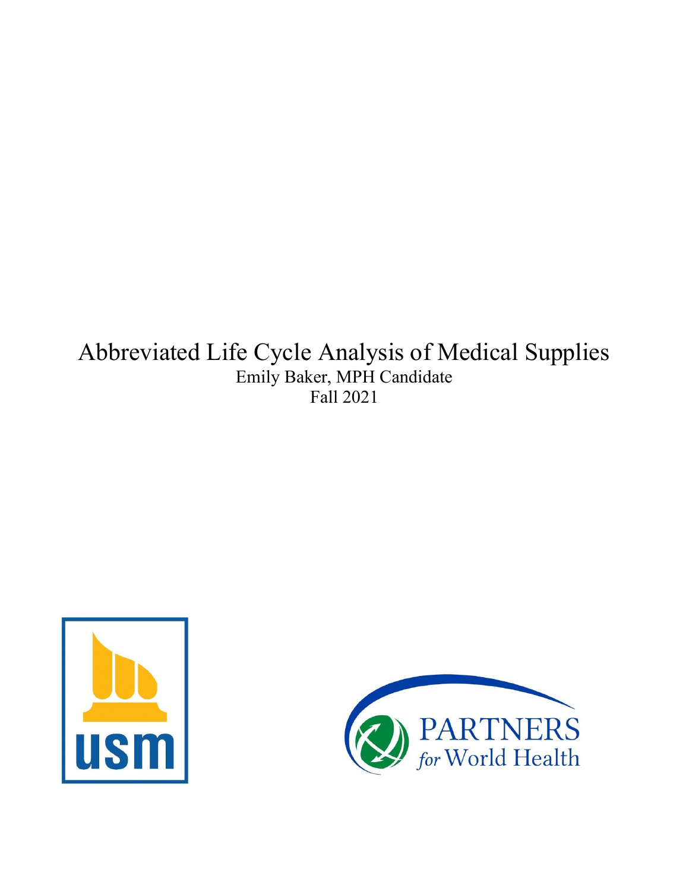# Abbreviated Life Cycle Analysis of Medical Supplies

Emily Baker, MPH Candidate

Fall 2021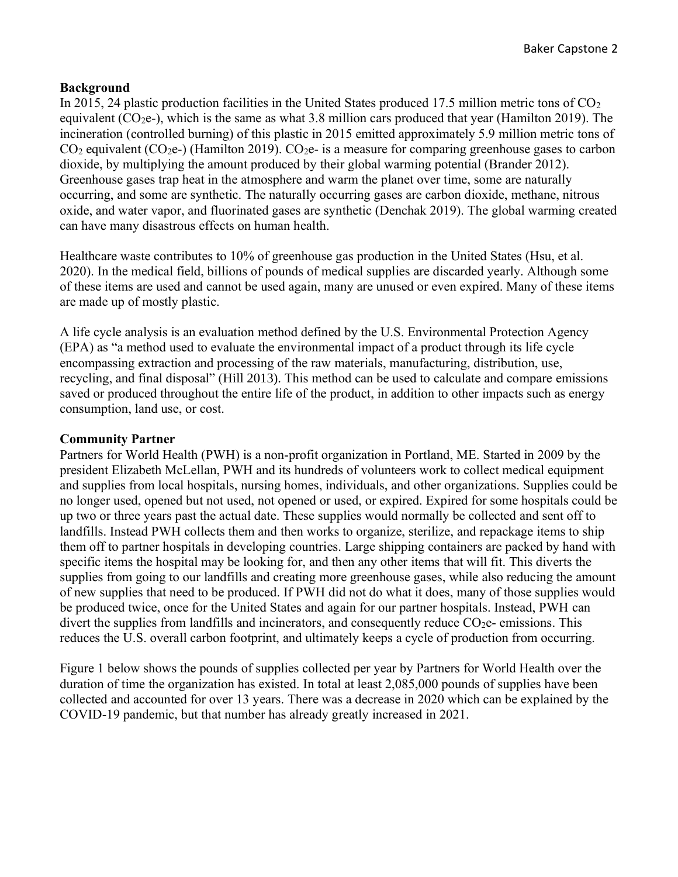**Background**

In 2015, 24 plastic production facilities in the United States produced 17.5 million metric tons of $CO_2$ equivalent ($CO_2$e-), which is the same as what 3.8 million cars produced that year (Hamilton 2019). The incineration (controlled burning) of this plastic in 2015 emitted approximately 5.9 million metric tons of $CO_2$ equivalent ($CO_2$e-) (Hamilton 2019). $CO_2$e- is a measure for comparing greenhouse gases to carbon dioxide, by multiplying the amount produced by their global warming potential (Brander 2012). Greenhouse gases trap heat in the atmosphere and warm the planet over time, some are naturally occurring, and some are synthetic. The naturally occurring gases are carbon dioxide, methane, nitrous oxide, and water vapor, and fluorinated gases are synthetic (Denchak 2019). The global warming created can have many disastrous effects on human health.

Healthcare waste contributes to 10% of greenhouse gas production in the United States (Hsu, et al. 2020). In the medical field, billions of pounds of medical supplies are discarded yearly. Although some of these items are used and cannot be used again, many are unused or even expired. Many of these items are made up of mostly plastic.

A life cycle analysis is an evaluation method defined by the U.S. Environmental Protection Agency (EPA) as "a method used to evaluate the environmental impact of a product through its life cycle encompassing extraction and processing of the raw materials, manufacturing, distribution, use, recycling, and final disposal" (Hill 2013). This method can be used to calculate and compare emissions saved or produced throughout the entire life of the product, in addition to other impacts such as energy consumption, land use, or cost.

**Community Partner**

Partners for World Health (PWH) is a non-profit organization in Portland, ME. Started in 2009 by the president Elizabeth McLellan, PWH and its hundreds of volunteers work to collect medical equipment and supplies from local hospitals, nursing homes, individuals, and other organizations. Supplies could be no longer used, opened but not used, not opened or used, or expired. Expired for some hospitals could be up two or three years past the actual date. These supplies would normally be collected and sent off to landfills. Instead PWH collects them and then works to organize, sterilize, and repackage items to ship them off to partner hospitals in developing countries. Large shipping containers are packed by hand with specific items the hospital may be looking for, and then any other items that will fit. This diverts the supplies from going to our landfills and creating more greenhouse gases, while also reducing the amount of new supplies that need to be produced. If PWH did not do what it does, many of those supplies would be produced twice, once for the United States and again for our partner hospitals. Instead, PWH can divert the supplies from landfills and incinerators, and consequently reduce $CO_2$e- emissions. This reduces the U.S. overall carbon footprint, and ultimately keeps a cycle of production from occurring.

Figure 1 below shows the pounds of supplies collected per year by Partners for World Health over the duration of time the organization has existed. In total at least 2,085,000 pounds of supplies have been collected and accounted for over 13 years. There was a decrease in 2020 which can be explained by the COVID-19 pandemic, but that number has already greatly increased in 2021.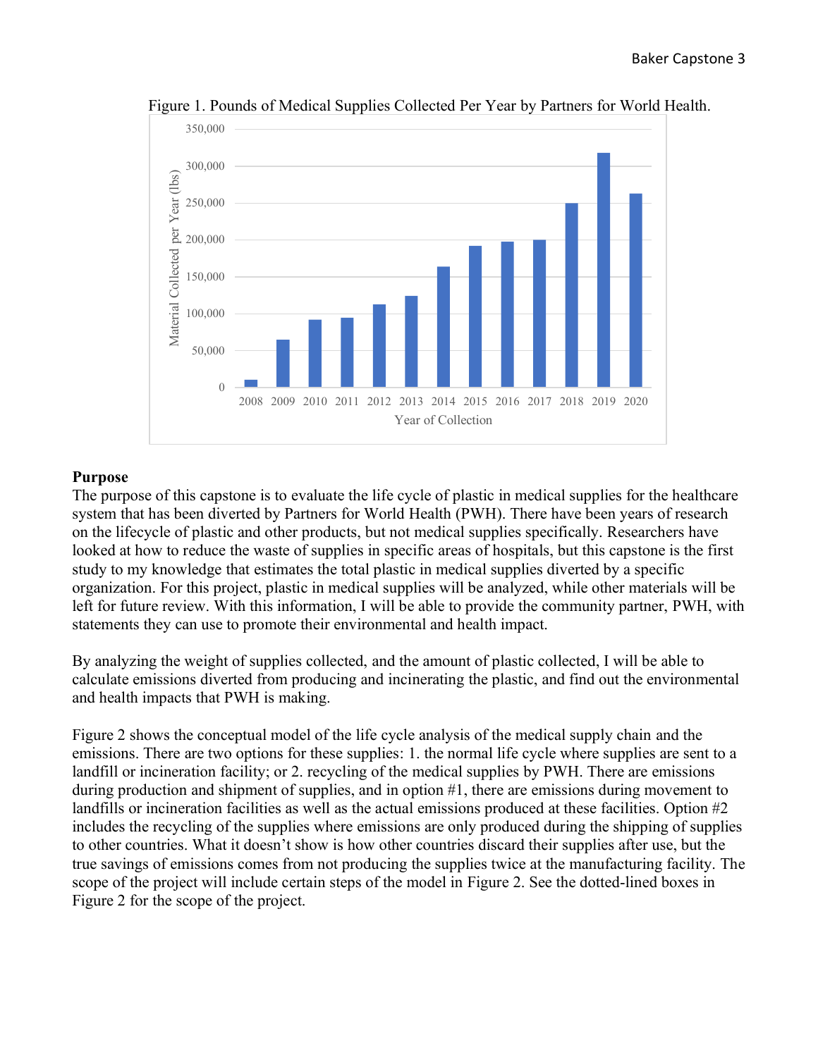Figure 1. Pounds of Medical Supplies Collected Per Year by Partners for World Health.

## Purpose

The purpose of this capstone is to evaluate the life cycle of plastic in medical supplies for the healthcare system that has been diverted by Partners for World Health (PWH). There have been years of research on the lifecycle of plastic and other products, but not medical supplies specifically. Researchers have looked at how to reduce the waste of supplies in specific areas of hospitals, but this capstone is the first study to my knowledge that estimates the total plastic in medical supplies diverted by a specific organization. For this project, plastic in medical supplies will be analyzed, while other materials will be left for future review. With this information, I will be able to provide the community partner, PWH, with statements they can use to promote their environmental and health impact.

By analyzing the weight of supplies collected, and the amount of plastic collected, I will be able to calculate emissions diverted from producing and incinerating the plastic, and find out the environmental and health impacts that PWH is making.

Figure 2 shows the conceptual model of the life cycle analysis of the medical supply chain and the emissions. There are two options for these supplies: 1. the normal life cycle where supplies are sent to a landfill or incineration facility; or 2. recycling of the medical supplies by PWH. There are emissions during production and shipment of supplies, and in option #1, there are emissions during movement to landfills or incineration facilities as well as the actual emissions produced at these facilities. Option #2 includes the recycling of the supplies where emissions are only produced during the shipping of supplies to other countries. What it doesn't show is how other countries discard their supplies after use, but the true savings of emissions comes from not producing the supplies twice at the manufacturing facility. The scope of the project will include certain steps of the model in Figure 2. See the dotted-lined boxes in Figure 2 for the scope of the project.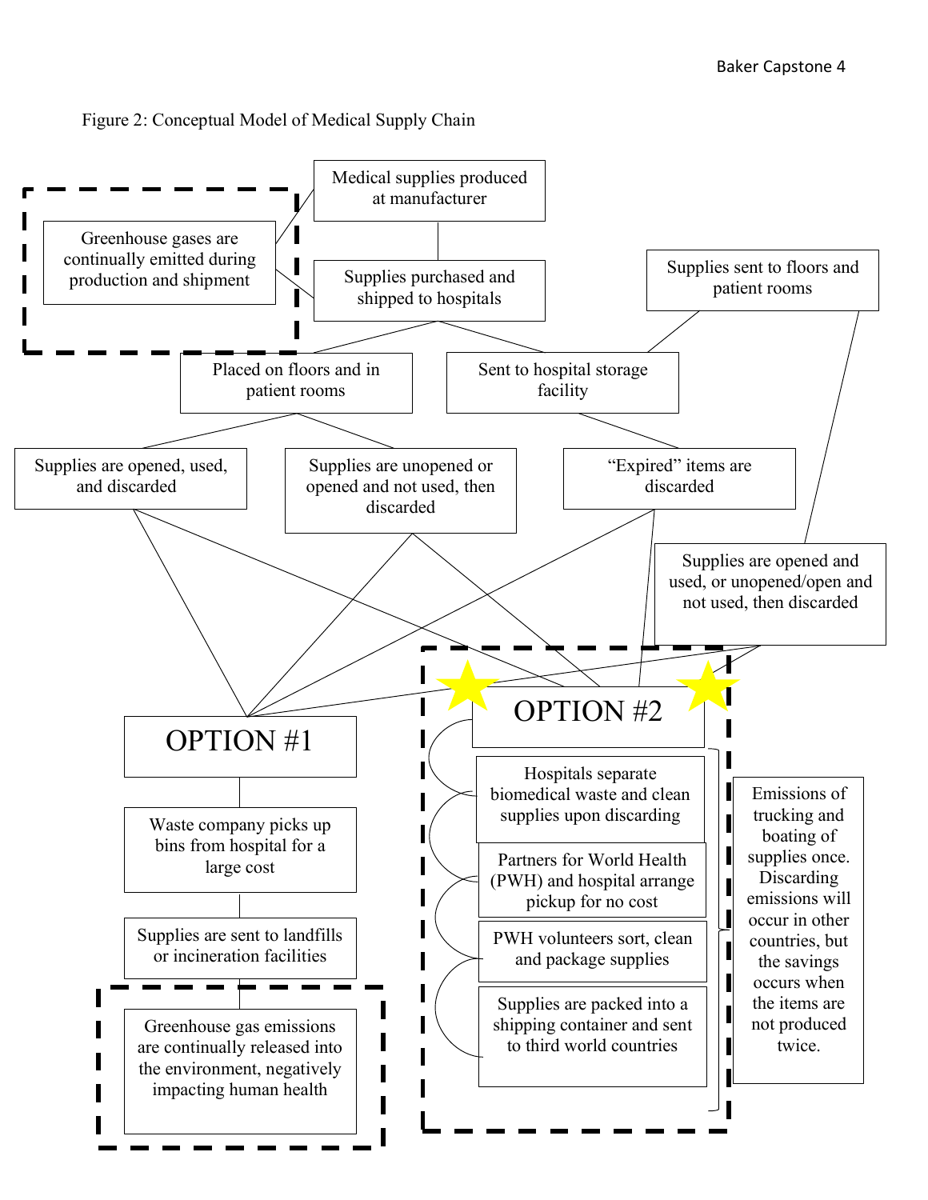Figure 2: Conceptual Model of Medical Supply Chain

Medical supplies produced at manufacturer

Greenhouse gases are continually emitted during production and shipment

Supplies purchased and shipped to hospitals

Supplies sent to floors and patient rooms

Placed on floors and in patient rooms

Sent to hospital storage facility

Supplies are opened, used, and discarded

Supplies are unopened or opened and not used, then discarded

"Expired" items are discarded

Supplies are opened and used, or unopened/open and not used, then discarded

OPTION #1

Waste company picks up bins from hospital for a large cost

Supplies are sent to landfills or incineration facilities

Greenhouse gas emissions are continually released into the environment, negatively impacting human health

OPTION #2

Hospitals separate biomedical waste and clean supplies upon discarding

Partners for World Health (PWH) and hospital arrange pickup for no cost

PWH volunteers sort, clean and package supplies

Supplies are packed into a shipping container and sent to third world countries

Emissions of trucking and boating of supplies once. Discarding emissions will occur in other countries, but the savings occurs when the items are not produced twice.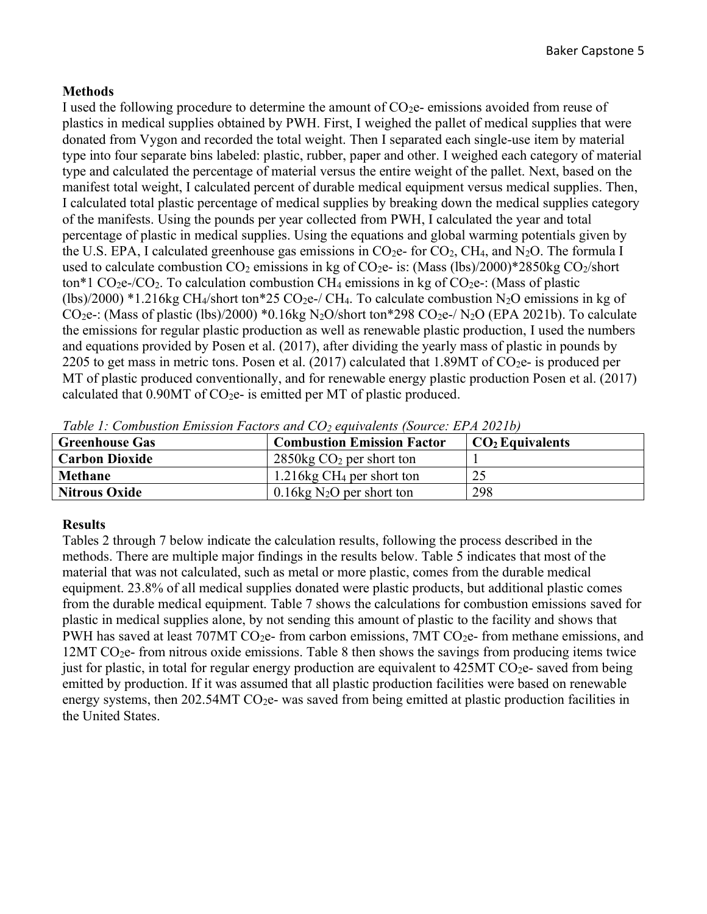### Methods

I used the following procedure to determine the amount of $CO_2e$- emissions avoided from reuse of plastics in medical supplies obtained by PWH. First, I weighed the pallet of medical supplies that were donated from Vygon and recorded the total weight. Then I separated each single-use item by material type into four separate bins labeled: plastic, rubber, paper and other. I weighed each category of material type and calculated the percentage of material versus the entire weight of the pallet. Next, based on the manifest total weight, I calculated percent of durable medical equipment versus medical supplies. Then, I calculated total plastic percentage of medical supplies by breaking down the medical supplies category of the manifests. Using the pounds per year collected from PWH, I calculated the year and total percentage of plastic in medical supplies. Using the equations and global warming potentials given by the U.S. EPA, I calculated greenhouse gas emissions in $CO_2e$- for $CO_2$, $CH_4$, and $N_2O$. The formula I used to calculate combustion $CO_2$ emissions in kg of $CO_2e$- is: (Mass (lbs)/2000)*2850kg $CO_2$/short ton*1 $CO_2e$-/$CO_2$. To calculation combustion $CH_4$ emissions in kg of $CO_2e$-: (Mass of plastic (lbs)/2000) *1.216kg $CH_4$/short ton*25 $CO_2e$-/ $CH_4$. To calculate combustion $N_2O$ emissions in kg of $CO_2e$-: (Mass of plastic (lbs)/2000) *0.16kg $N_2O$/short ton*298 $CO_2e$-/ $N_2O$ (EPA 2021b). To calculate the emissions for regular plastic production as well as renewable plastic production, I used the numbers and equations provided by Posen et al. (2017), after dividing the yearly mass of plastic in pounds by 2205 to get mass in metric tons. Posen et al. (2017) calculated that 1.89MT of $CO_2e$- is produced per MT of plastic produced conventionally, and for renewable energy plastic production Posen et al. (2017) calculated that 0.90MT of $CO_2e$- is emitted per MT of plastic produced.

*Table 1: Combustion Emission Factors and $CO_2$ equivalents (Source: EPA 2021b)*

| Greenhouse Gas | Combustion Emission Factor | $CO_2$ Equivalents |
|---|---|---|
| **Carbon Dioxide** | 2850kg $CO_2$ per short ton | 1 |
| **Methane** | 1.216kg $CH_4$ per short ton | 25 |
| **Nitrous Oxide** | 0.16kg $N_2O$ per short ton | 298 |

### Results

Tables 2 through 7 below indicate the calculation results, following the process described in the methods. There are multiple major findings in the results below. Table 5 indicates that most of the material that was not calculated, such as metal or more plastic, comes from the durable medical equipment. 23.8% of all medical supplies donated were plastic products, but additional plastic comes from the durable medical equipment. Table 7 shows the calculations for combustion emissions saved for plastic in medical supplies alone, by not sending this amount of plastic to the facility and shows that PWH has saved at least 707MT $CO_2e$- from carbon emissions, 7MT $CO_2e$- from methane emissions, and 12MT $CO_2e$- from nitrous oxide emissions. Table 8 then shows the savings from producing items twice just for plastic, in total for regular energy production are equivalent to 425MT $CO_2e$- saved from being emitted by production. If it was assumed that all plastic production facilities were based on renewable energy systems, then 202.54MT $CO_2e$- was saved from being emitted at plastic production facilities in the United States.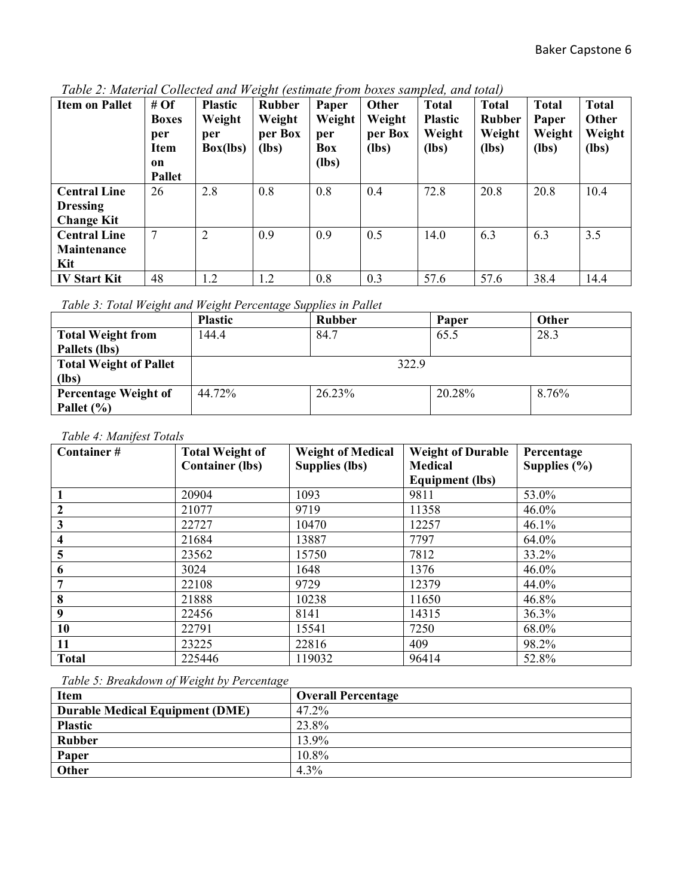*Table 2: Material Collected and Weight (estimate from boxes sampled, and total)*

| Item on Pallet | # Of Boxes per Item on Pallet | Plastic Weight per Box(lbs) | Rubber Weight per Box (lbs) | Paper Weight per Box (lbs) | Other Weight per Box (lbs) | Total Plastic Weight (lbs) | Total Rubber Weight (lbs) | Total Paper Weight (lbs) | Total Other Weight (lbs) |
|---|---|---|---|---|---|---|---|---|---|
| **Central Line Dressing Change Kit** | 26 | 2.8 | 0.8 | 0.8 | 0.4 | 72.8 | 20.8 | 20.8 | 10.4 |
| **Central Line Maintenance Kit** | 7 | 2 | 0.9 | 0.9 | 0.5 | 14.0 | 6.3 | 6.3 | 3.5 |
| **IV Start Kit** | 48 | 1.2 | 1.2 | 0.8 | 0.3 | 57.6 | 57.6 | 38.4 | 14.4 |

*Table 3: Total Weight and Weight Percentage Supplies in Pallet*

| | Plastic | Rubber | Paper | Other |
|---|---|---|---|---|
| **Total Weight from Pallets (lbs)** | 144.4 | 84.7 | 65.5 | 28.3 |
| **Total Weight of Pallet (lbs)** | 322.9 | | | |
| **Percentage Weight of Pallet (%)** | 44.72% | 26.23% | 20.28% | 8.76% |

*Table 4: Manifest Totals*

| Container # | Total Weight of Container (lbs) | Weight of Medical Supplies (lbs) | Weight of Durable Medical Equipment (lbs) | Percentage Supplies (%) |
|---|---|---|---|---|
| **1** | 20904 | 1093 | 9811 | 53.0% |
| **2** | 21077 | 9719 | 11358 | 46.0% |
| **3** | 22727 | 10470 | 12257 | 46.1% |
| **4** | 21684 | 13887 | 7797 | 64.0% |
| **5** | 23562 | 15750 | 7812 | 33.2% |
| **6** | 3024 | 1648 | 1376 | 46.0% |
| **7** | 22108 | 9729 | 12379 | 44.0% |
| **8** | 21888 | 10238 | 11650 | 46.8% |
| **9** | 22456 | 8141 | 14315 | 36.3% |
| **10** | 22791 | 15541 | 7250 | 68.0% |
| **11** | 23225 | 22816 | 409 | 98.2% |
| **Total** | 225446 | 119032 | 96414 | 52.8% |

*Table 5: Breakdown of Weight by Percentage*

| Item | Overall Percentage |
|---|---|
| **Durable Medical Equipment (DME)** | 47.2% |
| **Plastic** | 23.8% |
| **Rubber** | 13.9% |
| **Paper** | 10.8% |
| **Other** | 4.3% |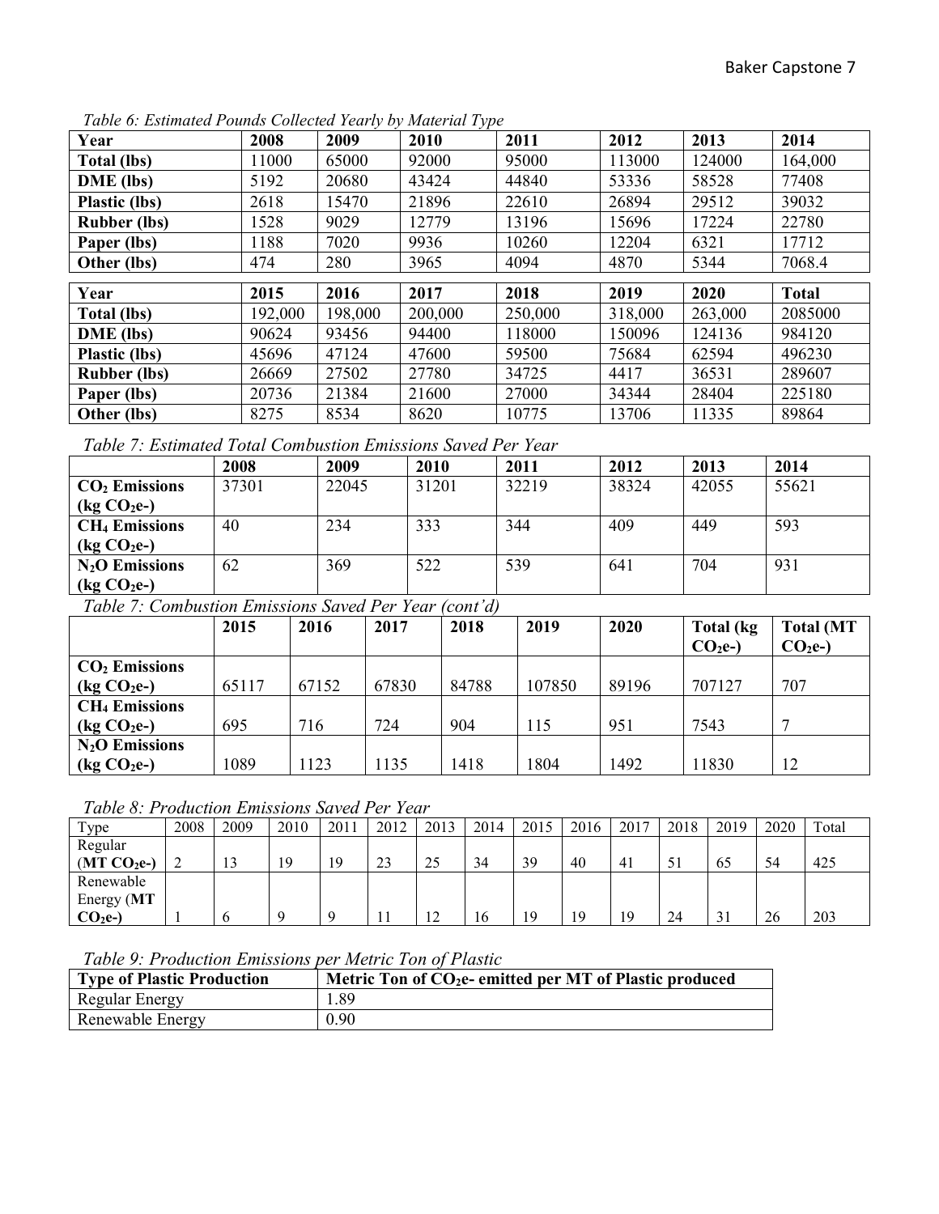*Table 6: Estimated Pounds Collected Yearly by Material Type*

| **Year** | **2008** | **2009** | **2010** | **2011** | **2012** | **2013** | **2014** |
|---|---|---|---|---|---|---|---|
| **Total (lbs)** | 11000 | 65000 | 92000 | 95000 | 113000 | 124000 | 164,000 |
| **DME (lbs)** | 5192 | 20680 | 43424 | 44840 | 53336 | 58528 | 77408 |
| **Plastic (lbs)** | 2618 | 15470 | 21896 | 22610 | 26894 | 29512 | 39032 |
| **Rubber (lbs)** | 1528 | 9029 | 12779 | 13196 | 15696 | 17224 | 22780 |
| **Paper (lbs)** | 1188 | 7020 | 9936 | 10260 | 12204 | 6321 | 17712 |
| **Other (lbs)** | 474 | 280 | 3965 | 4094 | 4870 | 5344 | 7068.4 |

| **Year** | **2015** | **2016** | **2017** | **2018** | **2019** | **2020** | **Total** |
|---|---|---|---|---|---|---|---|
| **Total (lbs)** | 192,000 | 198,000 | 200,000 | 250,000 | 318,000 | 263,000 | 2085000 |
| **DME (lbs)** | 90624 | 93456 | 94400 | 118000 | 150096 | 124136 | 984120 |
| **Plastic (lbs)** | 45696 | 47124 | 47600 | 59500 | 75684 | 62594 | 496230 |
| **Rubber (lbs)** | 26669 | 27502 | 27780 | 34725 | 4417 | 36531 | 289607 |
| **Paper (lbs)** | 20736 | 21384 | 21600 | 27000 | 34344 | 28404 | 225180 |
| **Other (lbs)** | 8275 | 8534 | 8620 | 10775 | 13706 | 11335 | 89864 |

*Table 7: Estimated Total Combustion Emissions Saved Per Year*

| | **2008** | **2009** | **2010** | **2011** | **2012** | **2013** | **2014** |
|---|---|---|---|---|---|---|---|
| **$CO_2$ Emissions ($kg\ CO_2e$-)** | 37301 | 22045 | 31201 | 32219 | 38324 | 42055 | 55621 |
| **$CH_4$ Emissions ($kg\ CO_2e$-)** | 40 | 234 | 333 | 344 | 409 | 449 | 593 |
| **$N_2O$ Emissions ($kg\ CO_2e$-)** | 62 | 369 | 522 | 539 | 641 | 704 | 931 |

*Table 7: Combustion Emissions Saved Per Year (cont'd)*

| | **2015** | **2016** | **2017** | **2018** | **2019** | **2020** | **Total ($kg\ CO_2e$-)** | **Total ($MT\ CO_2e$-)** |
|---|---|---|---|---|---|---|---|---|
| **$CO_2$ Emissions ($kg\ CO_2e$-)** | 65117 | 67152 | 67830 | 84788 | 107850 | 89196 | 707127 | 707 |
| **$CH_4$ Emissions ($kg\ CO_2e$-)** | 695 | 716 | 724 | 904 | 115 | 951 | 7543 | 7 |
| **$N_2O$ Emissions ($kg\ CO_2e$-)** | 1089 | 1123 | 1135 | 1418 | 1804 | 1492 | 11830 | 12 |

*Table 8: Production Emissions Saved Per Year*

| Type | 2008 | 2009 | 2010 | 2011 | 2012 | 2013 | 2014 | 2015 | 2016 | 2017 | 2018 | 2019 | 2020 | Total |
|---|---|---|---|---|---|---|---|---|---|---|---|---|---|---|
| Regular (**$MT\ CO_2e$-**) | 2 | 13 | 19 | 19 | 23 | 25 | 34 | 39 | 40 | 41 | 51 | 65 | 54 | 425 |
| Renewable Energy (**$MT\ CO_2e$-**) | 1 | 6 | 9 | 9 | 11 | 12 | 16 | 19 | 19 | 19 | 24 | 31 | 26 | 203 |

*Table 9: Production Emissions per Metric Ton of Plastic*

| **Type of Plastic Production** | **Metric Ton of $CO_2e$- emitted per MT of Plastic produced** |
|---|---|
| Regular Energy | 1.89 |
| Renewable Energy | 0.90 |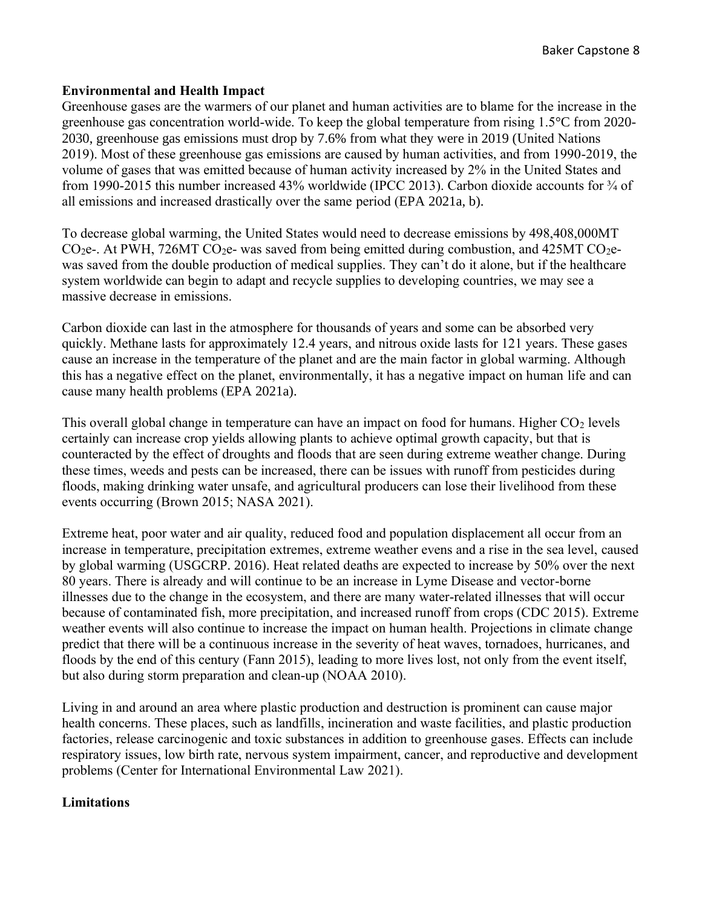**Environmental and Health Impact**

Greenhouse gases are the warmers of our planet and human activities are to blame for the increase in the greenhouse gas concentration world-wide. To keep the global temperature from rising 1.5°C from 2020-2030, greenhouse gas emissions must drop by 7.6% from what they were in 2019 (United Nations 2019). Most of these greenhouse gas emissions are caused by human activities, and from 1990-2019, the volume of gases that was emitted because of human activity increased by 2% in the United States and from 1990-2015 this number increased 43% worldwide (IPCC 2013). Carbon dioxide accounts for ¾ of all emissions and increased drastically over the same period (EPA 2021a, b).

To decrease global warming, the United States would need to decrease emissions by 498,408,000MT $CO_2$e-. At PWH, 726MT $CO_2$e- was saved from being emitted during combustion, and 425MT $CO_2$e- was saved from the double production of medical supplies. They can't do it alone, but if the healthcare system worldwide can begin to adapt and recycle supplies to developing countries, we may see a massive decrease in emissions.

Carbon dioxide can last in the atmosphere for thousands of years and some can be absorbed very quickly. Methane lasts for approximately 12.4 years, and nitrous oxide lasts for 121 years. These gases cause an increase in the temperature of the planet and are the main factor in global warming. Although this has a negative effect on the planet, environmentally, it has a negative impact on human life and can cause many health problems (EPA 2021a).

This overall global change in temperature can have an impact on food for humans. Higher $CO_2$ levels certainly can increase crop yields allowing plants to achieve optimal growth capacity, but that is counteracted by the effect of droughts and floods that are seen during extreme weather change. During these times, weeds and pests can be increased, there can be issues with runoff from pesticides during floods, making drinking water unsafe, and agricultural producers can lose their livelihood from these events occurring (Brown 2015; NASA 2021).

Extreme heat, poor water and air quality, reduced food and population displacement all occur from an increase in temperature, precipitation extremes, extreme weather evens and a rise in the sea level, caused by global warming (USGCRP. 2016). Heat related deaths are expected to increase by 50% over the next 80 years. There is already and will continue to be an increase in Lyme Disease and vector-borne illnesses due to the change in the ecosystem, and there are many water-related illnesses that will occur because of contaminated fish, more precipitation, and increased runoff from crops (CDC 2015). Extreme weather events will also continue to increase the impact on human health. Projections in climate change predict that there will be a continuous increase in the severity of heat waves, tornadoes, hurricanes, and floods by the end of this century (Fann 2015), leading to more lives lost, not only from the event itself, but also during storm preparation and clean-up (NOAA 2010).

Living in and around an area where plastic production and destruction is prominent can cause major health concerns. These places, such as landfills, incineration and waste facilities, and plastic production factories, release carcinogenic and toxic substances in addition to greenhouse gases. Effects can include respiratory issues, low birth rate, nervous system impairment, cancer, and reproductive and development problems (Center for International Environmental Law 2021).

**Limitations**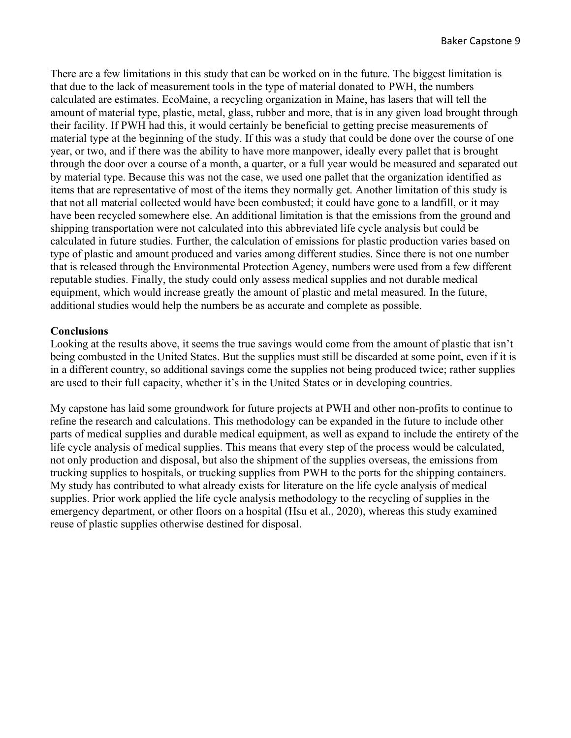There are a few limitations in this study that can be worked on in the future. The biggest limitation is that due to the lack of measurement tools in the type of material donated to PWH, the numbers calculated are estimates. EcoMaine, a recycling organization in Maine, has lasers that will tell the amount of material type, plastic, metal, glass, rubber and more, that is in any given load brought through their facility. If PWH had this, it would certainly be beneficial to getting precise measurements of material type at the beginning of the study. If this was a study that could be done over the course of one year, or two, and if there was the ability to have more manpower, ideally every pallet that is brought through the door over a course of a month, a quarter, or a full year would be measured and separated out by material type. Because this was not the case, we used one pallet that the organization identified as items that are representative of most of the items they normally get. Another limitation of this study is that not all material collected would have been combusted; it could have gone to a landfill, or it may have been recycled somewhere else. An additional limitation is that the emissions from the ground and shipping transportation were not calculated into this abbreviated life cycle analysis but could be calculated in future studies. Further, the calculation of emissions for plastic production varies based on type of plastic and amount produced and varies among different studies. Since there is not one number that is released through the Environmental Protection Agency, numbers were used from a few different reputable studies. Finally, the study could only assess medical supplies and not durable medical equipment, which would increase greatly the amount of plastic and metal measured. In the future, additional studies would help the numbers be as accurate and complete as possible.

**Conclusions**

Looking at the results above, it seems the true savings would come from the amount of plastic that isn't being combusted in the United States. But the supplies must still be discarded at some point, even if it is in a different country, so additional savings come the supplies not being produced twice; rather supplies are used to their full capacity, whether it's in the United States or in developing countries.

My capstone has laid some groundwork for future projects at PWH and other non-profits to continue to refine the research and calculations. This methodology can be expanded in the future to include other parts of medical supplies and durable medical equipment, as well as expand to include the entirety of the life cycle analysis of medical supplies. This means that every step of the process would be calculated, not only production and disposal, but also the shipment of the supplies overseas, the emissions from trucking supplies to hospitals, or trucking supplies from PWH to the ports for the shipping containers. My study has contributed to what already exists for literature on the life cycle analysis of medical supplies. Prior work applied the life cycle analysis methodology to the recycling of supplies in the emergency department, or other floors on a hospital (Hsu et al., 2020), whereas this study examined reuse of plastic supplies otherwise destined for disposal.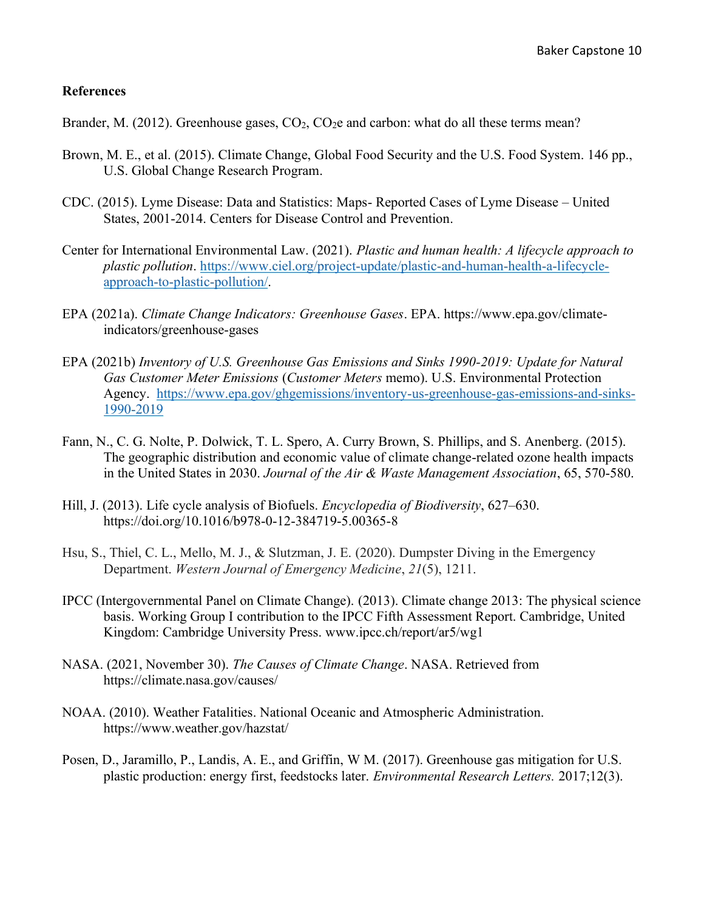**References**

Brander, M. (2012). Greenhouse gases, $CO_2$, $CO_2$e and carbon: what do all these terms mean?

Brown, M. E., et al. (2015). Climate Change, Global Food Security and the U.S. Food System. 146 pp., U.S. Global Change Research Program.

CDC. (2015). Lyme Disease: Data and Statistics: Maps- Reported Cases of Lyme Disease – United States, 2001-2014. Centers for Disease Control and Prevention.

Center for International Environmental Law. (2021). *Plastic and human health: A lifecycle approach to plastic pollution*. https://www.ciel.org/project-update/plastic-and-human-health-a-lifecycle-approach-to-plastic-pollution/.

EPA (2021a). *Climate Change Indicators: Greenhouse Gases*. EPA. https://www.epa.gov/climate-indicators/greenhouse-gases

EPA (2021b) *Inventory of U.S. Greenhouse Gas Emissions and Sinks 1990-2019: Update for Natural Gas Customer Meter Emissions* (*Customer Meters* memo). U.S. Environmental Protection Agency. https://www.epa.gov/ghgemissions/inventory-us-greenhouse-gas-emissions-and-sinks-1990-2019

Fann, N., C. G. Nolte, P. Dolwick, T. L. Spero, A. Curry Brown, S. Phillips, and S. Anenberg. (2015). The geographic distribution and economic value of climate change-related ozone health impacts in the United States in 2030. *Journal of the Air & Waste Management Association*, 65, 570-580.

Hill, J. (2013). Life cycle analysis of Biofuels. *Encyclopedia of Biodiversity*, 627–630. https://doi.org/10.1016/b978-0-12-384719-5.00365-8

Hsu, S., Thiel, C. L., Mello, M. J., & Slutzman, J. E. (2020). Dumpster Diving in the Emergency Department. *Western Journal of Emergency Medicine*, *21*(5), 1211.

IPCC (Intergovernmental Panel on Climate Change). (2013). Climate change 2013: The physical science basis. Working Group I contribution to the IPCC Fifth Assessment Report. Cambridge, United Kingdom: Cambridge University Press. www.ipcc.ch/report/ar5/wg1

NASA. (2021, November 30). *The Causes of Climate Change*. NASA. Retrieved from https://climate.nasa.gov/causes/

NOAA. (2010). Weather Fatalities. National Oceanic and Atmospheric Administration. https://www.weather.gov/hazstat/

Posen, D., Jaramillo, P., Landis, A. E., and Griffin, W M. (2017). Greenhouse gas mitigation for U.S. plastic production: energy first, feedstocks later. *Environmental Research Letters.* 2017;12(3).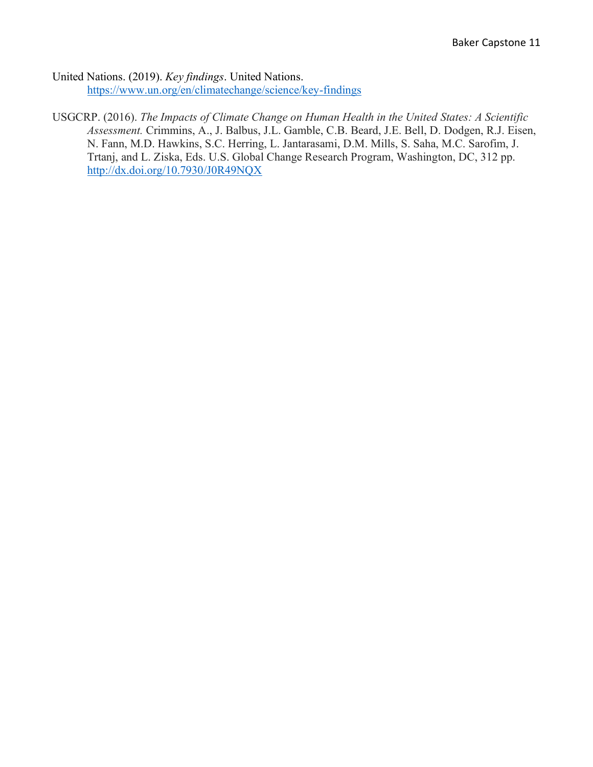United Nations. (2019). *Key findings*. United Nations. https://www.un.org/en/climatechange/science/key-findings

USGCRP. (2016). *The Impacts of Climate Change on Human Health in the United States: A Scientific Assessment.* Crimmins, A., J. Balbus, J.L. Gamble, C.B. Beard, J.E. Bell, D. Dodgen, R.J. Eisen, N. Fann, M.D. Hawkins, S.C. Herring, L. Jantarasami, D.M. Mills, S. Saha, M.C. Sarofim, J. Trtanj, and L. Ziska, Eds. U.S. Global Change Research Program, Washington, DC, 312 pp. http://dx.doi.org/10.7930/J0R49NQX